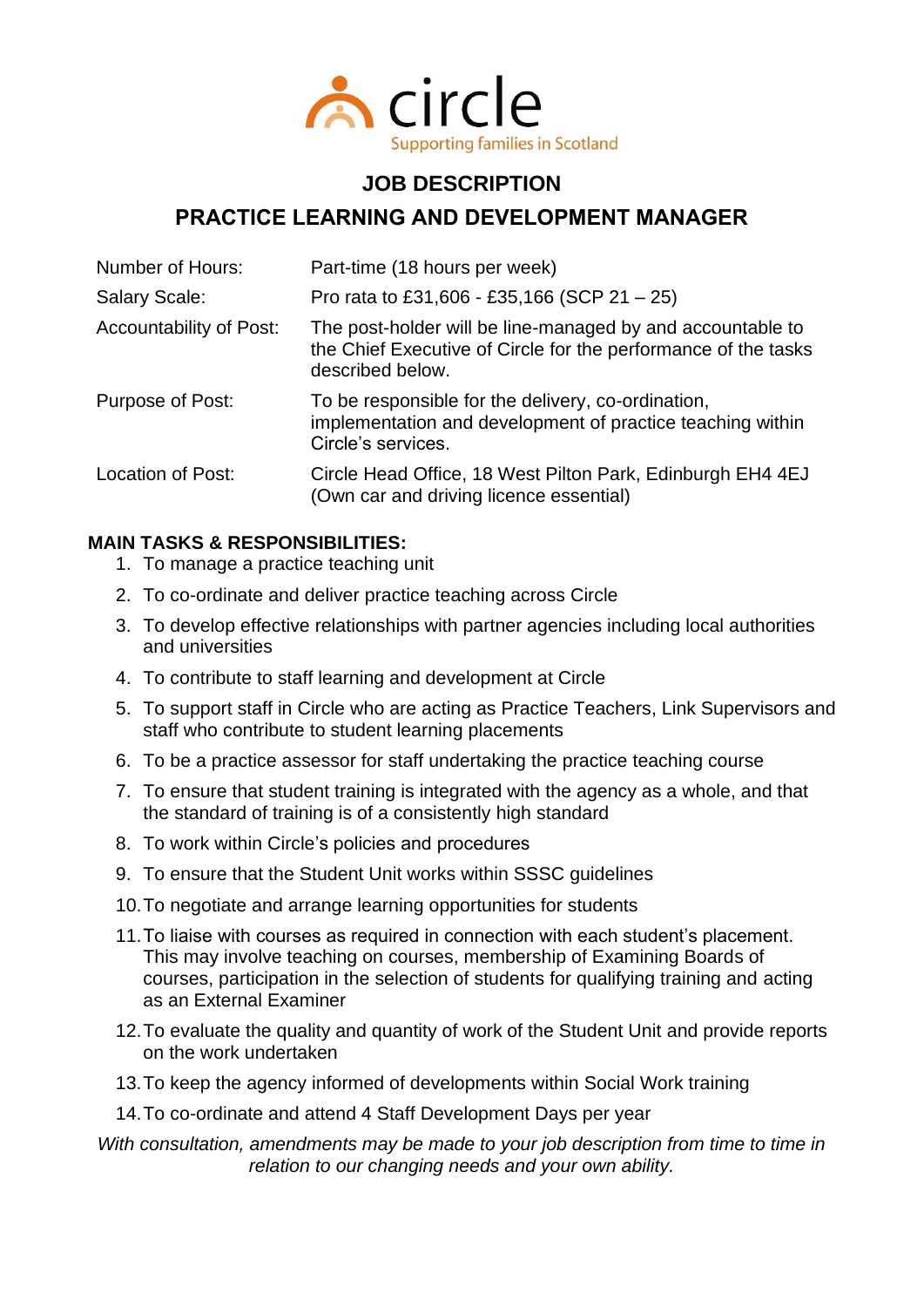circle

Supporting families in Scotland

# JOB DESCRIPTION

## PRACTICE LEARNING AND DEVELOPMENT MANAGER

| | |
|---|---|
| Number of Hours: | Part-time (18 hours per week) |
| Salary Scale: | Pro rata to £31,606 - £35,166 (SCP 21 – 25) |
| Accountability of Post: | The post-holder will be line-managed by and accountable to the Chief Executive of Circle for the performance of the tasks described below. |
| Purpose of Post: | To be responsible for the delivery, co-ordination, implementation and development of practice teaching within Circle's services. |
| Location of Post: | Circle Head Office, 18 West Pilton Park, Edinburgh EH4 4EJ (Own car and driving licence essential) |

**MAIN TASKS & RESPONSIBILITIES:**

1. To manage a practice teaching unit
2. To co-ordinate and deliver practice teaching across Circle
3. To develop effective relationships with partner agencies including local authorities and universities
4. To contribute to staff learning and development at Circle
5. To support staff in Circle who are acting as Practice Teachers, Link Supervisors and staff who contribute to student learning placements
6. To be a practice assessor for staff undertaking the practice teaching course
7. To ensure that student training is integrated with the agency as a whole, and that the standard of training is of a consistently high standard
8. To work within Circle's policies and procedures
9. To ensure that the Student Unit works within SSSC guidelines
10. To negotiate and arrange learning opportunities for students
11. To liaise with courses as required in connection with each student's placement. This may involve teaching on courses, membership of Examining Boards of courses, participation in the selection of students for qualifying training and acting as an External Examiner
12. To evaluate the quality and quantity of work of the Student Unit and provide reports on the work undertaken
13. To keep the agency informed of developments within Social Work training
14. To co-ordinate and attend 4 Staff Development Days per year

*With consultation, amendments may be made to your job description from time to time in relation to our changing needs and your own ability.*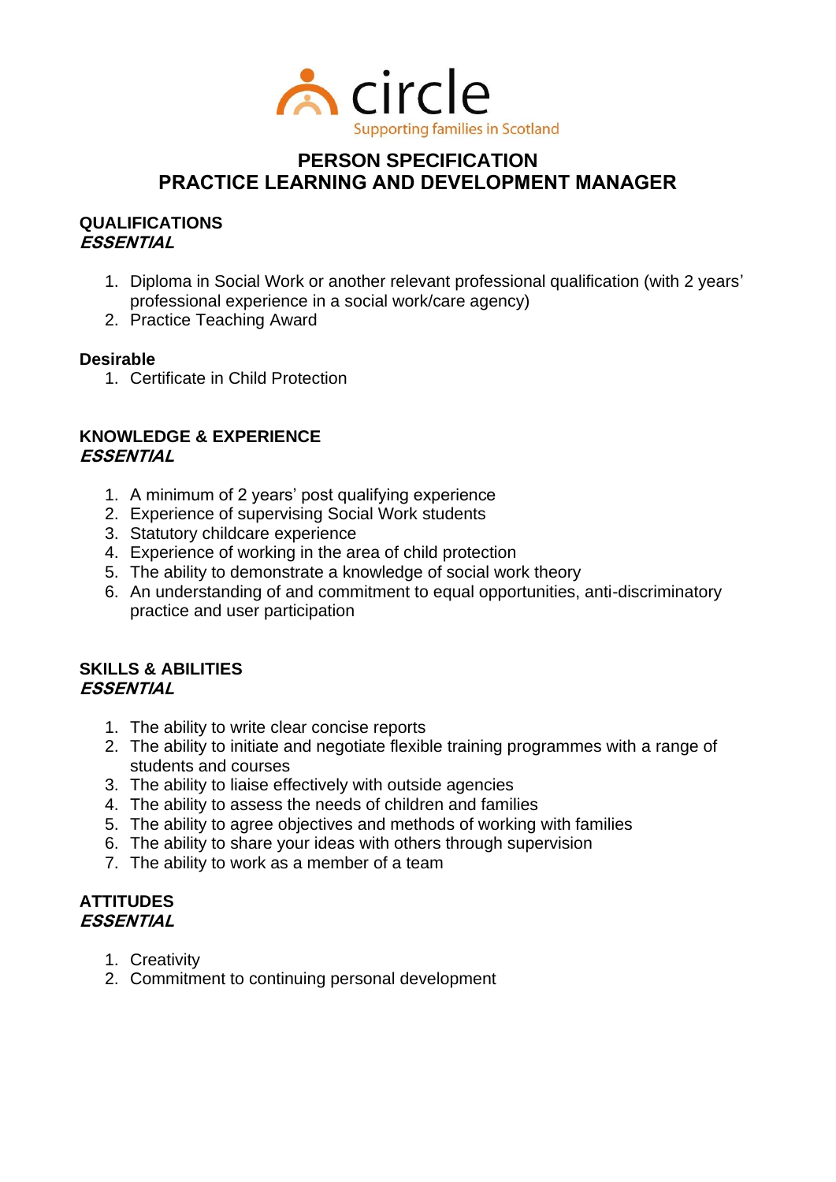circle

Supporting families in Scotland

# PERSON SPECIFICATION
# PRACTICE LEARNING AND DEVELOPMENT MANAGER

## QUALIFICATIONS
***ESSENTIAL***

1. Diploma in Social Work or another relevant professional qualification (with 2 years' professional experience in a social work/care agency)
2. Practice Teaching Award

**Desirable**

1. Certificate in Child Protection

## KNOWLEDGE & EXPERIENCE
***ESSENTIAL***

1. A minimum of 2 years' post qualifying experience
2. Experience of supervising Social Work students
3. Statutory childcare experience
4. Experience of working in the area of child protection
5. The ability to demonstrate a knowledge of social work theory
6. An understanding of and commitment to equal opportunities, anti-discriminatory practice and user participation

## SKILLS & ABILITIES
***ESSENTIAL***

1. The ability to write clear concise reports
2. The ability to initiate and negotiate flexible training programmes with a range of students and courses
3. The ability to liaise effectively with outside agencies
4. The ability to assess the needs of children and families
5. The ability to agree objectives and methods of working with families
6. The ability to share your ideas with others through supervision
7. The ability to work as a member of a team

## ATTITUDES
***ESSENTIAL***

1. Creativity
2. Commitment to continuing personal development